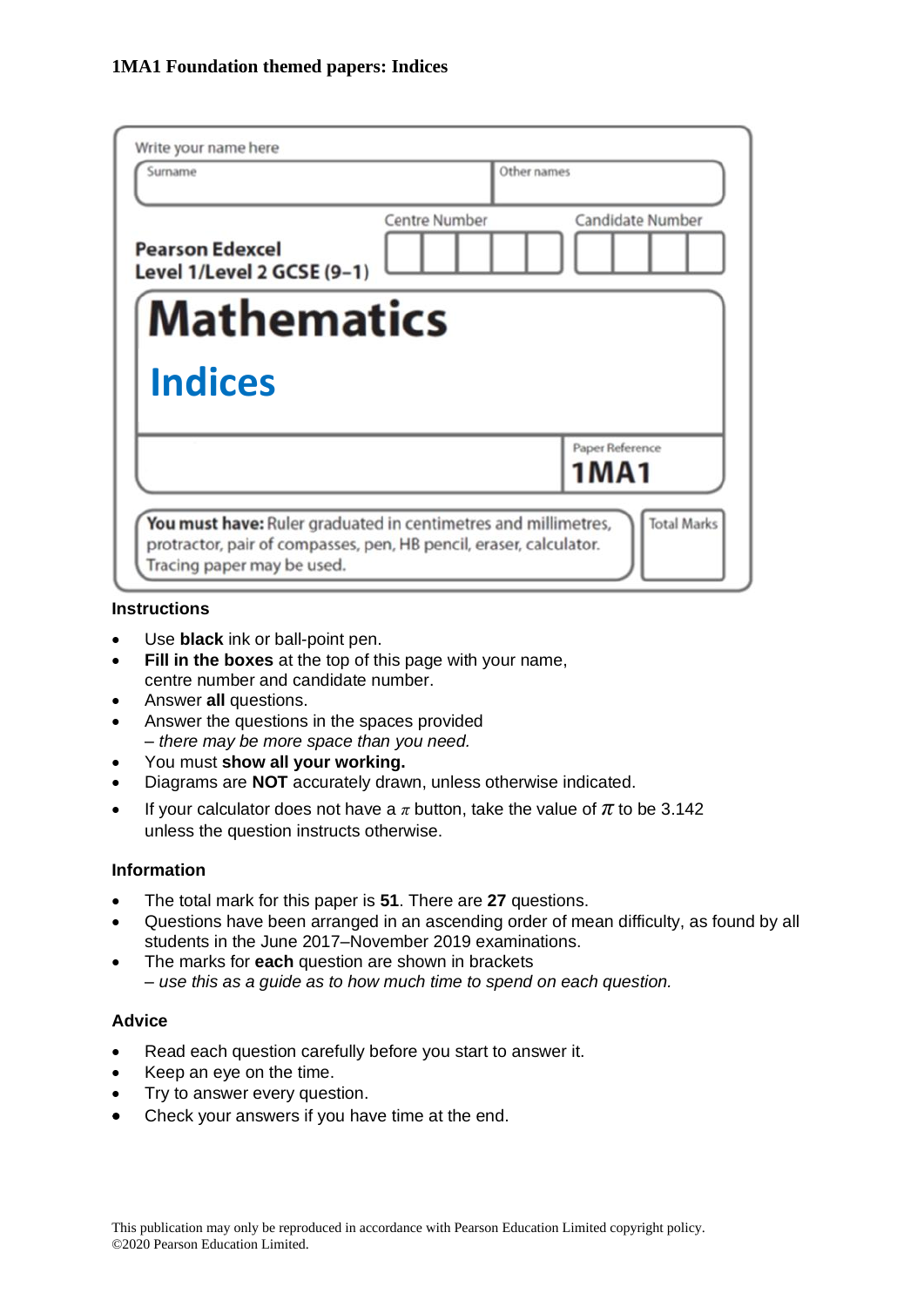# 1MA1 Foundation themed papers: Indices

Write your name here

| Surname | Other names |
| --- | --- |
| | |

**Pearson Edexcel Level 1/Level 2 GCSE (9–1)**

Centre Number | Candidate Number

# Mathematics

## Indices

Paper Reference **1MA1**

**You must have:** Ruler graduated in centimetres and millimetres, protractor, pair of compasses, pen, HB pencil, eraser, calculator. Tracing paper may be used.

Total Marks

### Instructions

- Use **black** ink or ball-point pen.
- **Fill in the boxes** at the top of this page with your name, centre number and candidate number.
- Answer **all** questions.
- Answer the questions in the spaces provided
  *– there may be more space than you need.*
- You must **show all your working.**
- Diagrams are **NOT** accurately drawn, unless otherwise indicated.
- If your calculator does not have a $\pi$ button, take the value of $\pi$ to be 3.142 unless the question instructs otherwise.

### Information

- The total mark for this paper is **51**. There are **27** questions.
- Questions have been arranged in an ascending order of mean difficulty, as found by all students in the June 2017–November 2019 examinations.
- The marks for **each** question are shown in brackets
  *– use this as a guide as to how much time to spend on each question.*

### Advice

- Read each question carefully before you start to answer it.
- Keep an eye on the time.
- Try to answer every question.
- Check your answers if you have time at the end.

This publication may only be reproduced in accordance with Pearson Education Limited copyright policy.
©2020 Pearson Education Limited.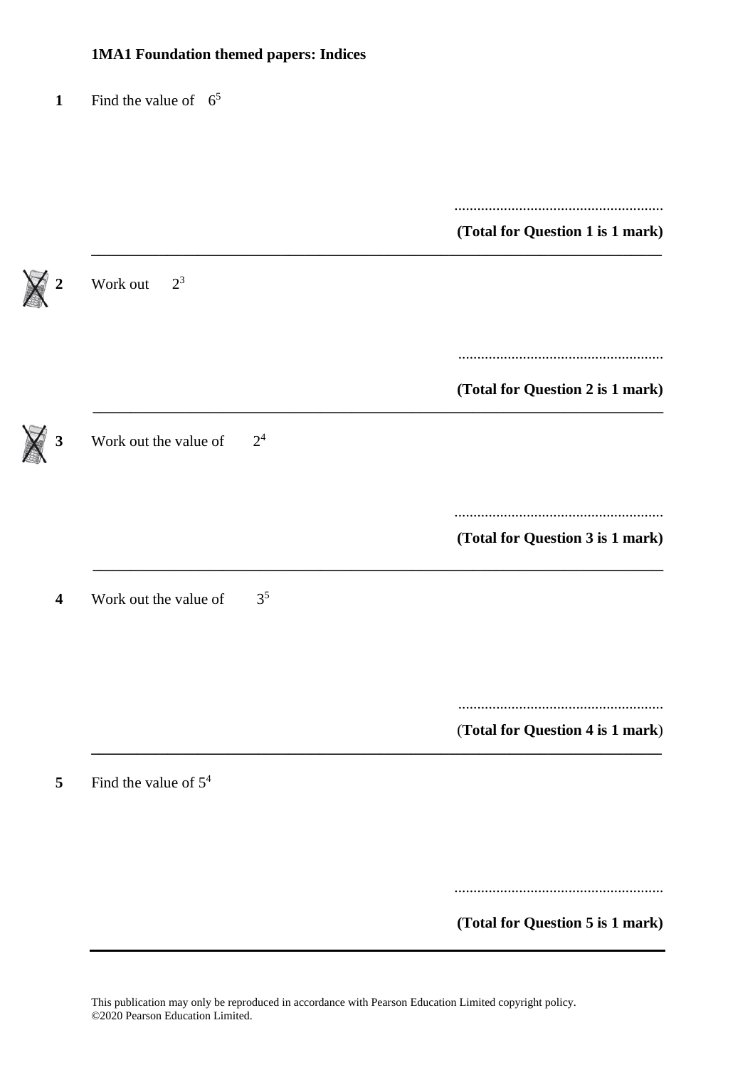**1MA1 Foundation themed papers: Indices**

**1** Find the value of $6^5$

.......................................................

**(Total for Question 1 is 1 mark)**

---

**2** Work out $2^3$

.......................................................

**(Total for Question 2 is 1 mark)**

---

**3** Work out the value of $2^4$

.......................................................

**(Total for Question 3 is 1 mark)**

---

**4** Work out the value of $3^5$

.......................................................

**(Total for Question 4 is 1 mark)**

---

**5** Find the value of $5^4$

.......................................................

**(Total for Question 5 is 1 mark)**

---

This publication may only be reproduced in accordance with Pearson Education Limited copyright policy.
©2020 Pearson Education Limited.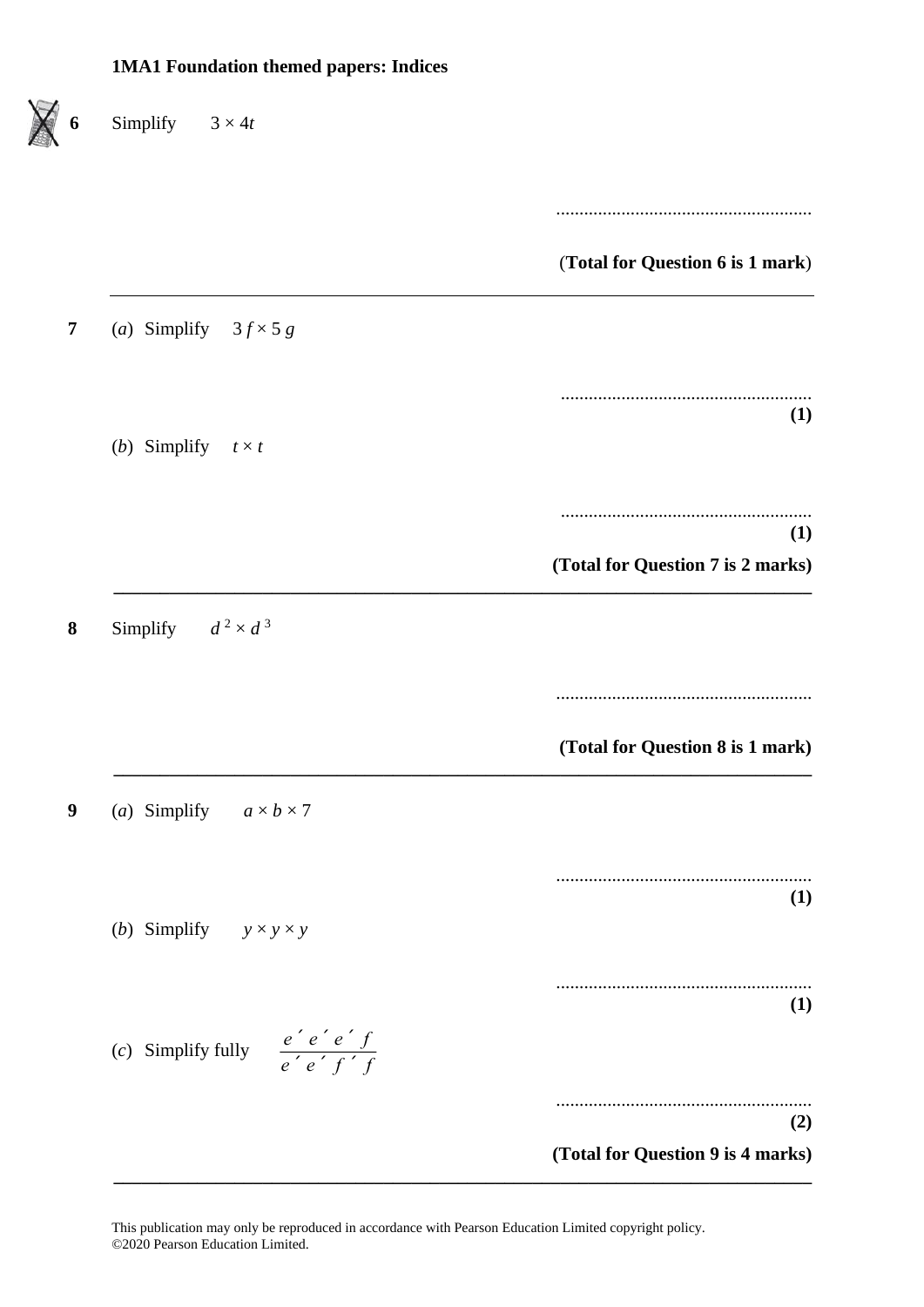# 1MA1 Foundation themed papers: Indices

**6** Simplify $3 \times 4t$

.......................................................

**(Total for Question 6 is 1 mark)**

---

**7** (*a*) Simplify $3f \times 5g$

.......................................................
**(1)**

(*b*) Simplify $t \times t$

.......................................................
**(1)**

**(Total for Question 7 is 2 marks)**

---

**8** Simplify $d^2 \times d^3$

.......................................................

**(Total for Question 8 is 1 mark)**

---

**9** (*a*) Simplify $a \times b \times 7$

.......................................................
**(1)**

(*b*) Simplify $y \times y \times y$

.......................................................
**(1)**

(*c*) Simplify fully $\dfrac{e \times e \times e \times f}{e \times e \times f \times f}$

.......................................................
**(2)**

**(Total for Question 9 is 4 marks)**

---

This publication may only be reproduced in accordance with Pearson Education Limited copyright policy.
©2020 Pearson Education Limited.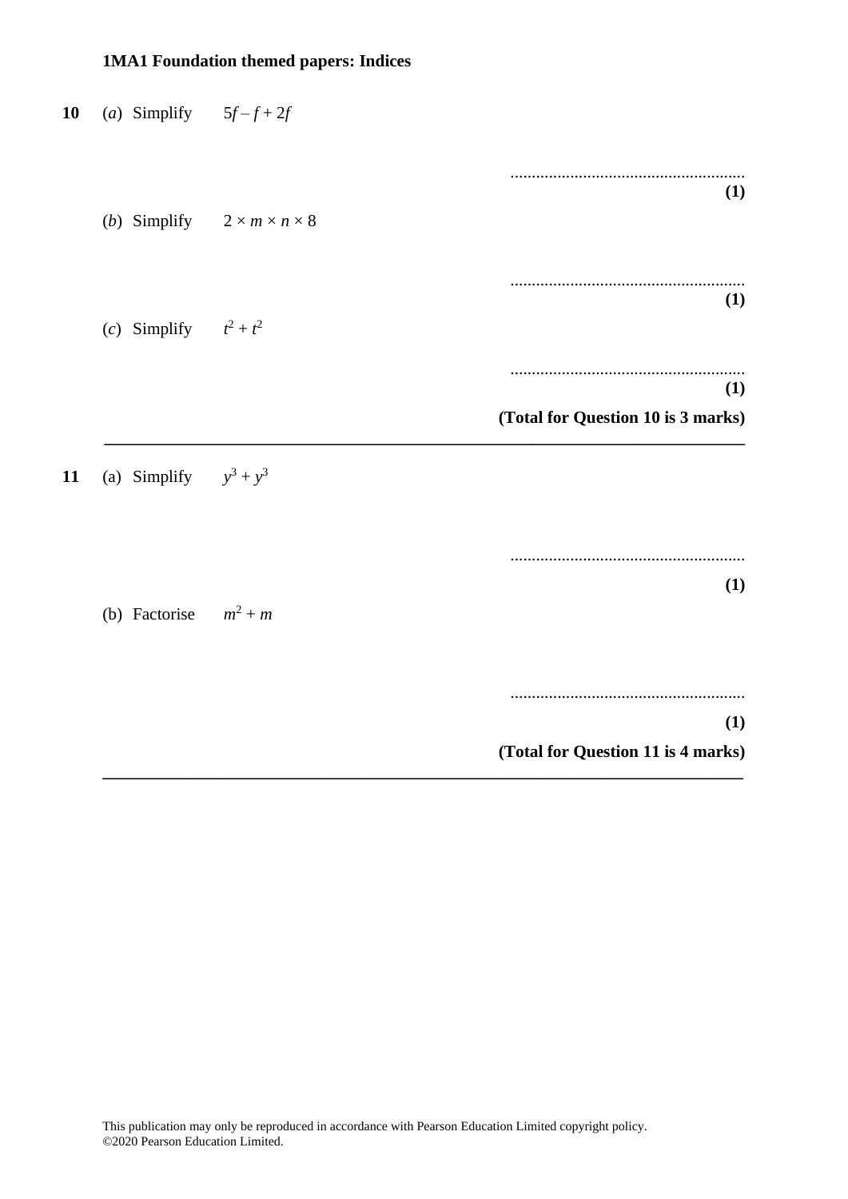**1MA1 Foundation themed papers: Indices**

**10** (*a*) Simplify $5f - f + 2f$

.......................................................
**(1)**

(*b*) Simplify $2 \times m \times n \times 8$

.......................................................
**(1)**

(*c*) Simplify $t^2 + t^2$

.......................................................
**(1)**

**(Total for Question 10 is 3 marks)**

---

**11** (a) Simplify $y^3 + y^3$

.......................................................
**(1)**

(b) Factorise $m^2 + m$

.......................................................
**(1)**

**(Total for Question 11 is 4 marks)**

---

This publication may only be reproduced in accordance with Pearson Education Limited copyright policy.
©2020 Pearson Education Limited.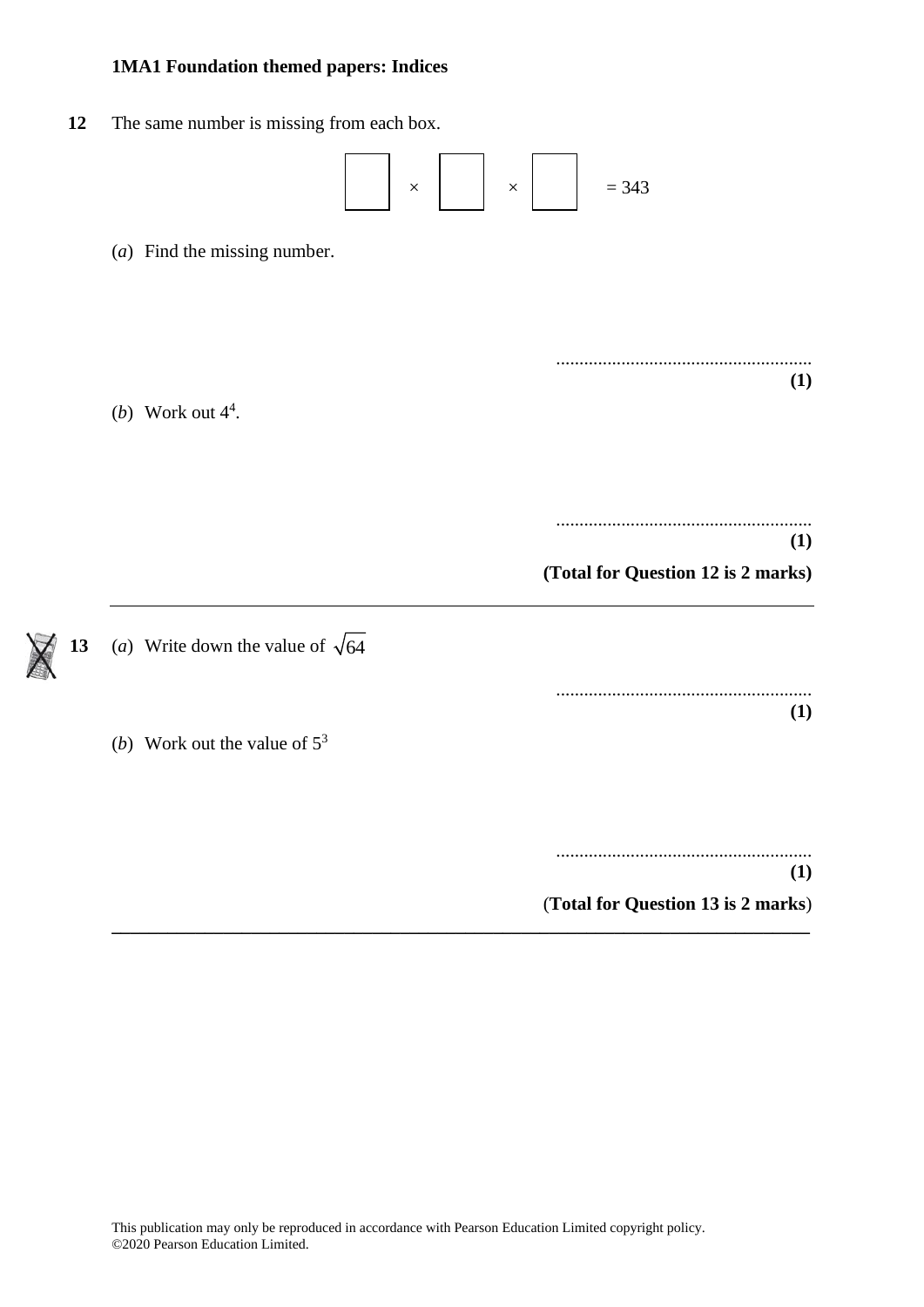**1MA1 Foundation themed papers: Indices**

**12** The same number is missing from each box.

$$\square \times \square \times \square = 343$$

(*a*) Find the missing number.

.......................................................
**(1)**

(*b*) Work out $4^4$.

.......................................................
**(1)**

**(Total for Question 12 is 2 marks)**

---

**13** (*a*) Write down the value of $\sqrt{64}$

.......................................................
**(1)**

(*b*) Work out the value of $5^3$

.......................................................
**(1)**

**(Total for Question 13 is 2 marks)**

---

This publication may only be reproduced in accordance with Pearson Education Limited copyright policy.
©2020 Pearson Education Limited.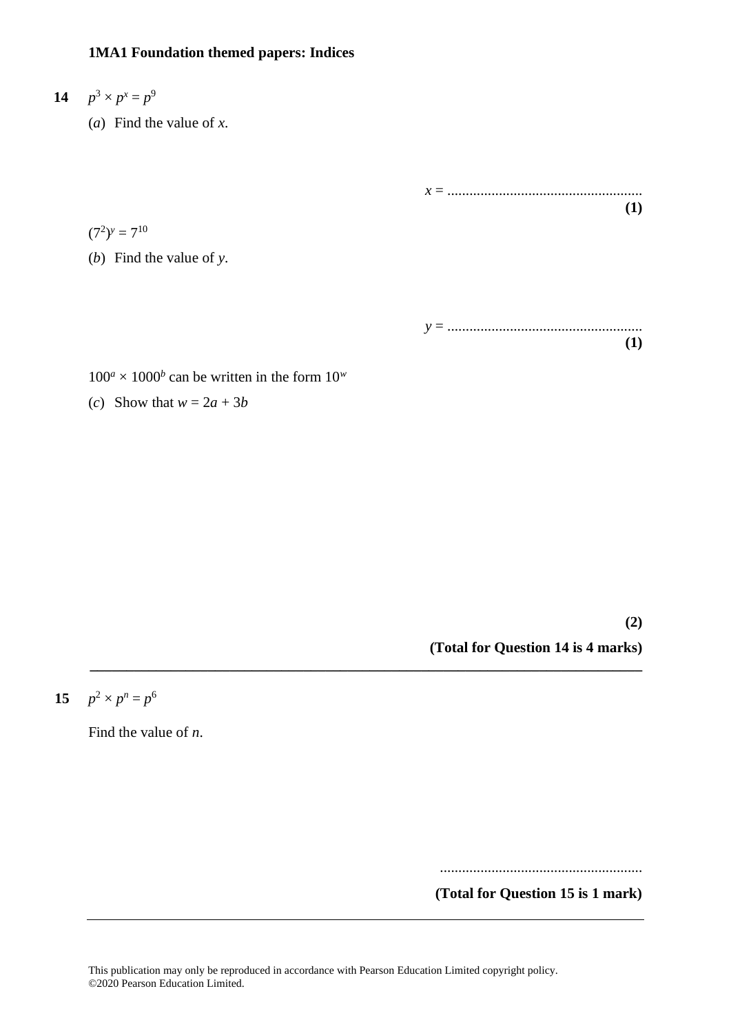**1MA1 Foundation themed papers: Indices**

**14** $p^3 \times p^x = p^9$

(*a*) Find the value of *x*.

$x =$ ....................................................
**(1)**

$(7^2)^y = 7^{10}$

(*b*) Find the value of *y*.

$y =$ ....................................................
**(1)**

$100^a \times 1000^b$ can be written in the form $10^w$

(*c*) Show that $w = 2a + 3b$

**(2)**

**(Total for Question 14 is 4 marks)**

---

**15** $p^2 \times p^n = p^6$

Find the value of *n*.

.......................................................

**(Total for Question 15 is 1 mark)**

---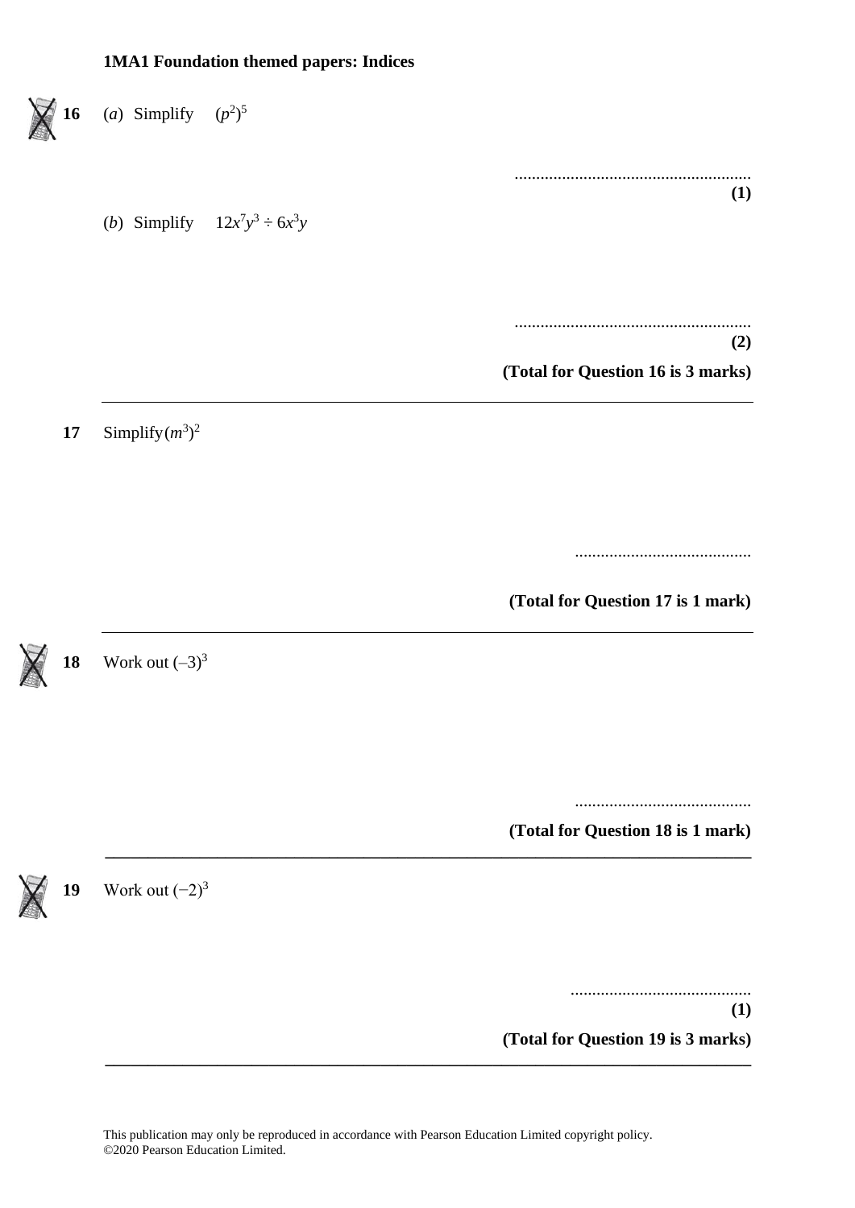**1MA1 Foundation themed papers: Indices**

**16** (*a*) Simplify $(p^2)^5$

.......................................................
**(1)**

(*b*) Simplify $12x^7y^3 \div 6x^3y$

.......................................................
**(2)**

**(Total for Question 16 is 3 marks)**

---

**17** Simplify$(m^3)^2$

.........................................

**(Total for Question 17 is 1 mark)**

---

**18** Work out $(–3)^3$

.........................................

**(Total for Question 18 is 1 mark)**

---

**19** Work out $(−2)^3$

.........................................
**(1)**

**(Total for Question 19 is 3 marks)**

---

This publication may only be reproduced in accordance with Pearson Education Limited copyright policy.
©2020 Pearson Education Limited.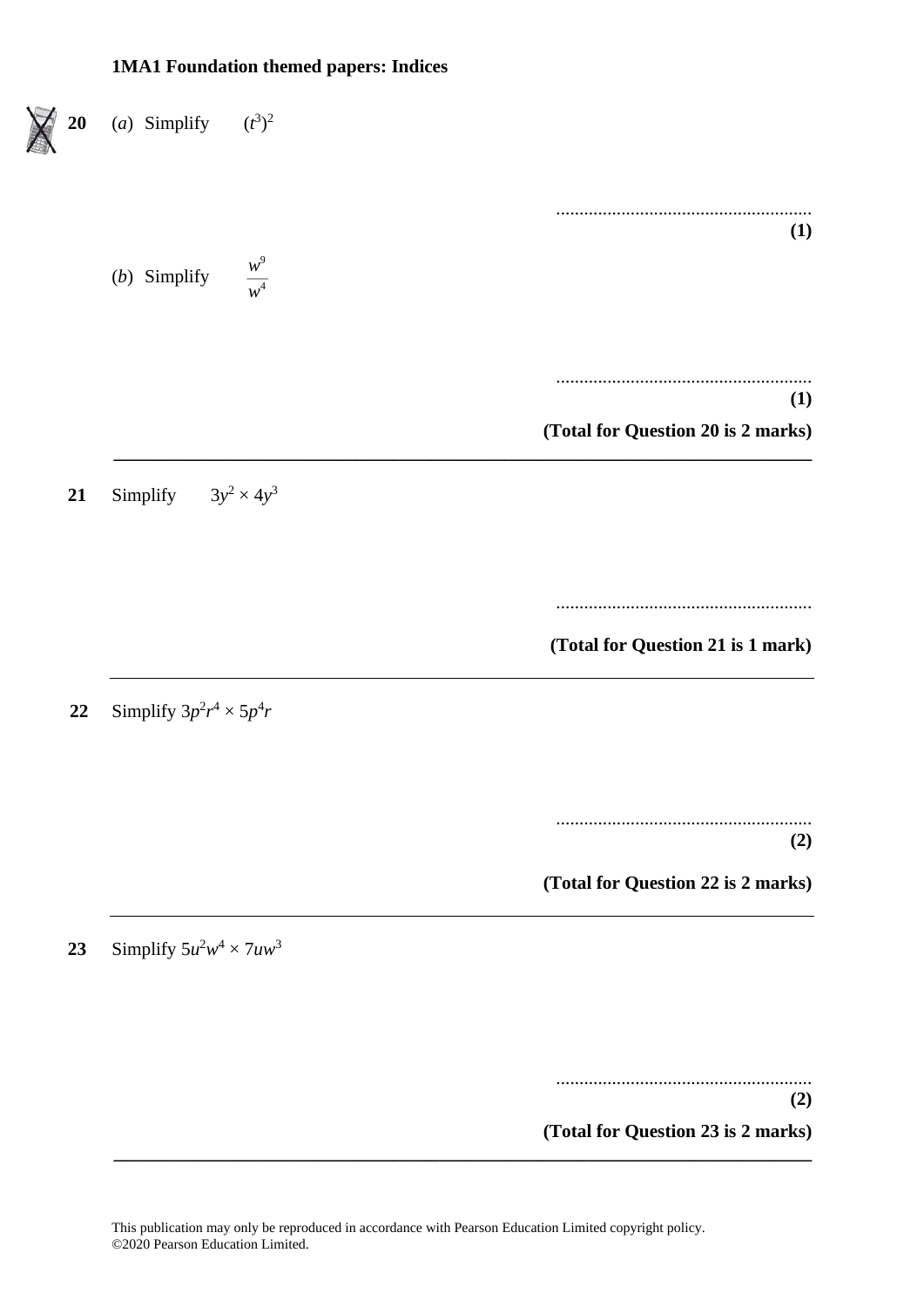**20** (*a*) Simplify $(t^3)^2$

.......................................................

**(1)**

(*b*) Simplify $\dfrac{w^9}{w^4}$

.......................................................

**(1)**

**(Total for Question 20 is 2 marks)**

---

**21** Simplify $3y^2 \times 4y^3$

.......................................................

**(Total for Question 21 is 1 mark)**

---

**22** Simplify $3p^2r^4 \times 5p^4r$

.......................................................

**(2)**

**(Total for Question 22 is 2 marks)**

---

**23** Simplify $5u^2w^4 \times 7uw^3$

.......................................................

**(2)**

**(Total for Question 23 is 2 marks)**

---

This publication may only be reproduced in accordance with Pearson Education Limited copyright policy.
©2020 Pearson Education Limited.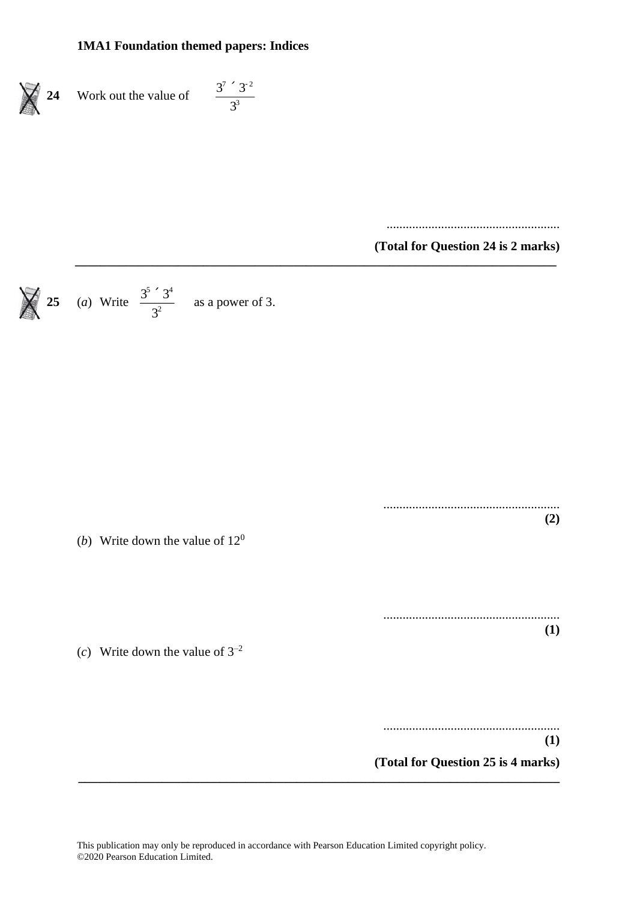**24** Work out the value of $\dfrac{3^7 \times 3^{-2}}{3^3}$

.......................................................

**(Total for Question 24 is 2 marks)**

---

**25** (*a*) Write $\dfrac{3^5 \times 3^4}{3^2}$ as a power of 3.

.......................................................

**(2)**

(*b*) Write down the value of $12^0$

.......................................................

**(1)**

(*c*) Write down the value of $3^{-2}$

.......................................................

**(1)**

**(Total for Question 25 is 4 marks)**

---

This publication may only be reproduced in accordance with Pearson Education Limited copyright policy.
©2020 Pearson Education Limited.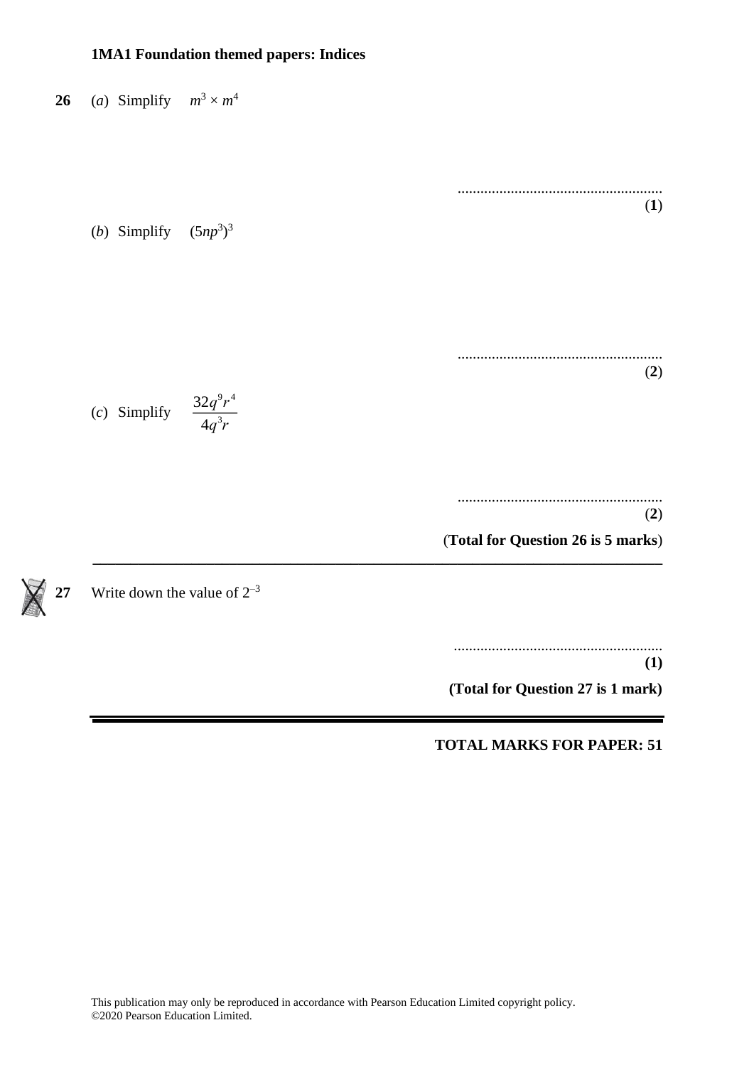**26** (*a*) Simplify $m^3 \times m^4$

..................................................

**(1)**

(*b*) Simplify $(5np^3)^3$

..................................................

**(2)**

(*c*) Simplify $\dfrac{32q^9r^4}{4q^3r}$

..................................................

**(2)**

**(Total for Question 26 is 5 marks)**

---

**27** Write down the value of $2^{-3}$

..................................................

**(1)**

**(Total for Question 27 is 1 mark)**

---

**TOTAL MARKS FOR PAPER: 51**

This publication may only be reproduced in accordance with Pearson Education Limited copyright policy.
©2020 Pearson Education Limited.